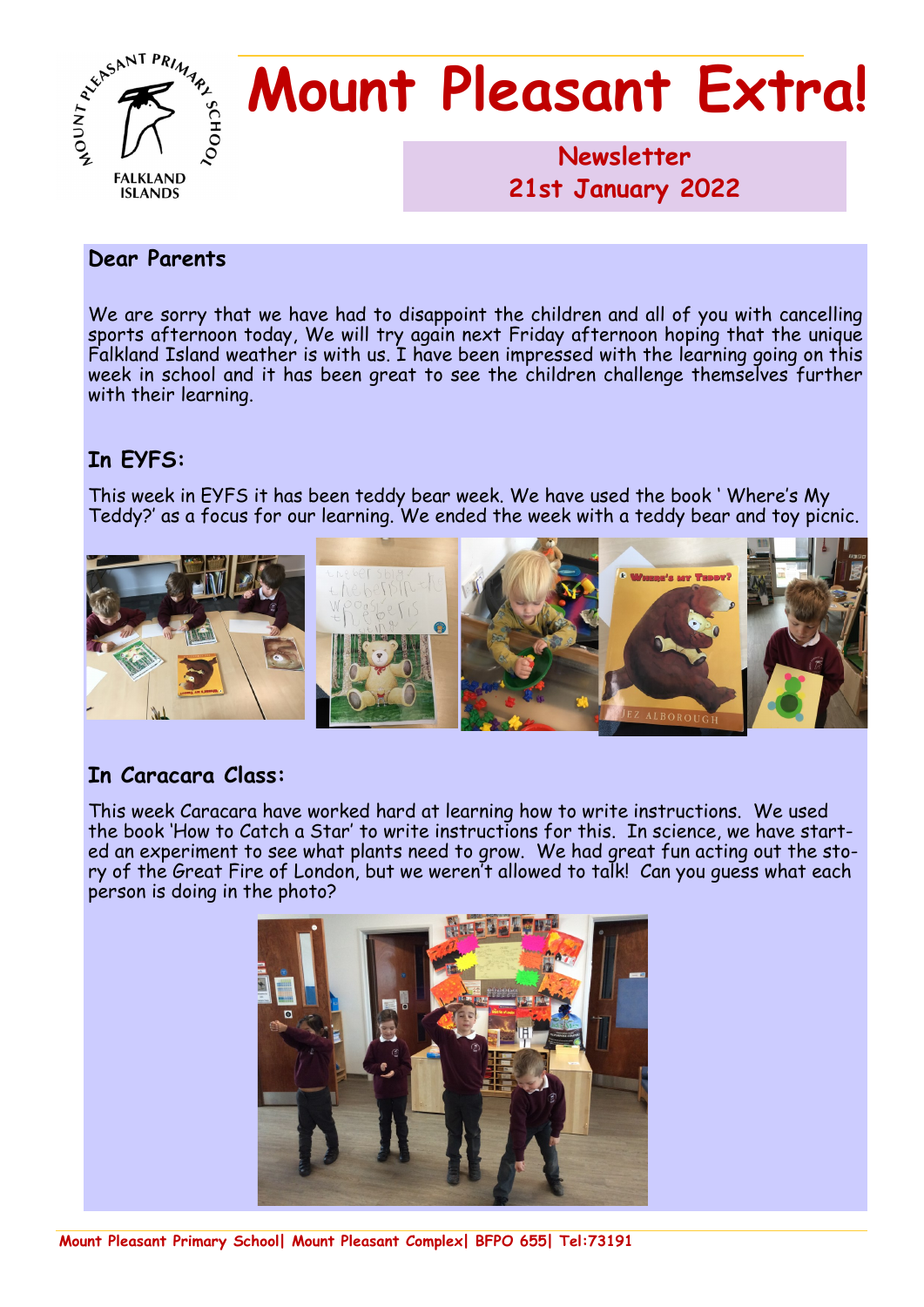# Mount Pleasant Extra!

**Newsletter**
**21st January 2022**

## Dear Parents

We are sorry that we have had to disappoint the children and all of you with cancelling sports afternoon today, We will try again next Friday afternoon hoping that the unique Falkland Island weather is with us. I have been impressed with the learning going on this week in school and it has been great to see the children challenge themselves further with their learning.

## In EYFS:

This week in EYFS it has been teddy bear week. We have used the book ' Where's My Teddy?' as a focus for our learning. We ended the week with a teddy bear and toy picnic.

## In Caracara Class:

This week Caracara have worked hard at learning how to write instructions. We used the book 'How to Catch a Star' to write instructions for this. In science, we have started an experiment to see what plants need to grow. We had great fun acting out the story of the Great Fire of London, but we weren't allowed to talk! Can you guess what each person is doing in the photo?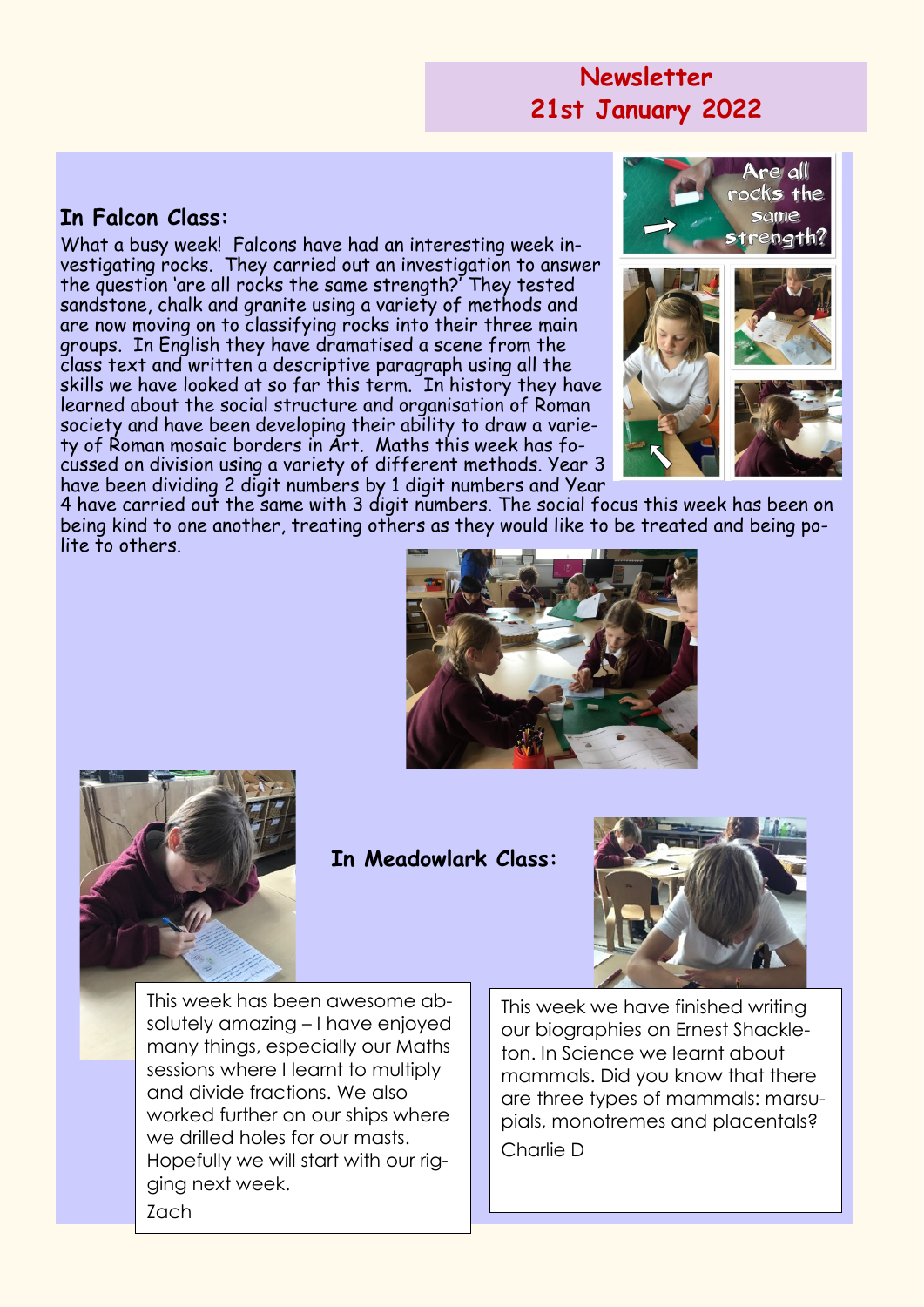## Newsletter
## 21st January 2022

### In Falcon Class:

What a busy week! Falcons have had an interesting week investigating rocks. They carried out an investigation to answer the question 'are all rocks the same strength?' They tested sandstone, chalk and granite using a variety of methods and are now moving on to classifying rocks into their three main groups. In English they have dramatised a scene from the class text and written a descriptive paragraph using all the skills we have looked at so far this term. In history they have learned about the social structure and organisation of Roman society and have been developing their ability to draw a variety of Roman mosaic borders in Art. Maths this week has focussed on division using a variety of different methods. Year 3 have been dividing 2 digit numbers by 1 digit numbers and Year 4 have carried out the same with 3 digit numbers. The social focus this week has been on being kind to one another, treating others as they would like to be treated and being polite to others.

### In Meadowlark Class:

This week has been awesome absolutely amazing – I have enjoyed many things, especially our Maths sessions where I learnt to multiply and divide fractions. We also worked further on our ships where we drilled holes for our masts. Hopefully we will start with our rigging next week.

Zach

This week we have finished writing our biographies on Ernest Shackleton. In Science we learnt about mammals. Did you know that there are three types of mammals: marsupials, monotremes and placentals?

Charlie D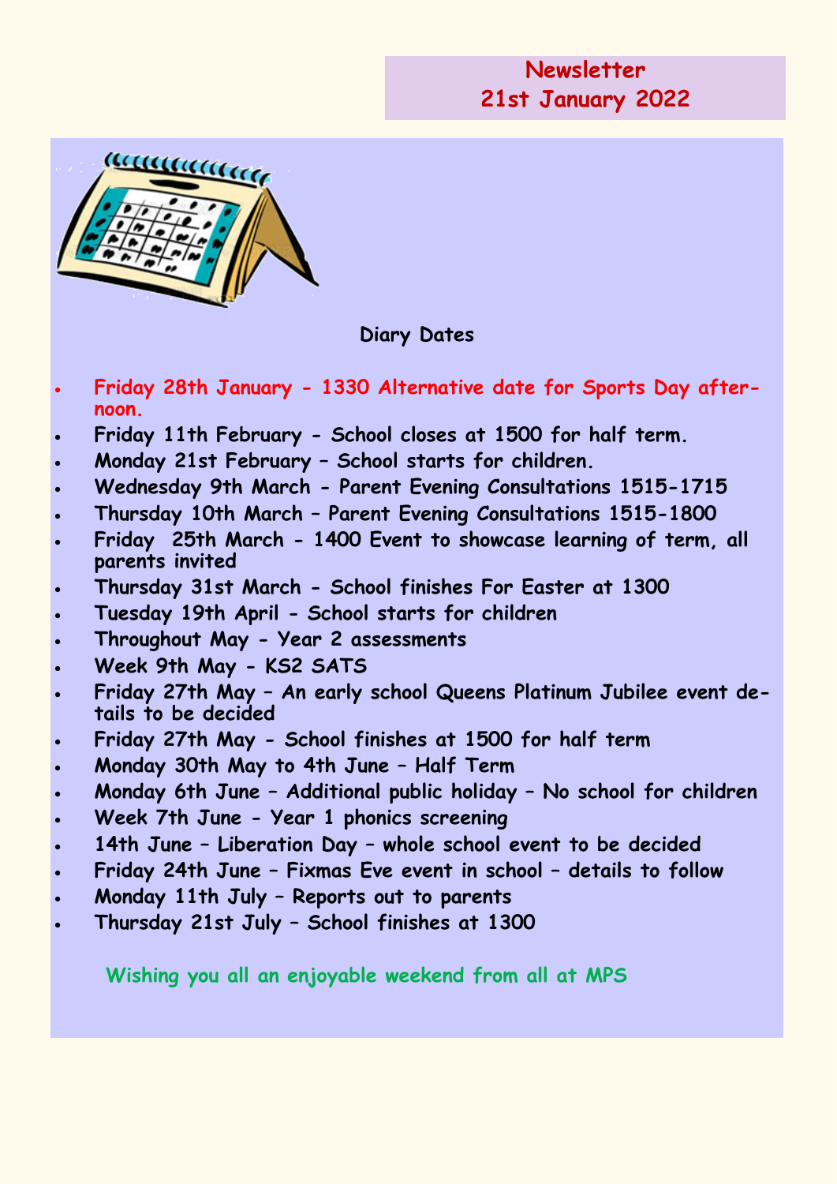# Newsletter
# 21st January 2022

**Diary Dates**

- **Friday 28th January - 1330 Alternative date for Sports Day afternoon.**
- **Friday 11th February - School closes at 1500 for half term.**
- **Monday 21st February – School starts for children.**
- **Wednesday 9th March - Parent Evening Consultations 1515-1715**
- **Thursday 10th March – Parent Evening Consultations 1515-1800**
- **Friday 25th March - 1400 Event to showcase learning of term, all parents invited**
- **Thursday 31st March - School finishes For Easter at 1300**
- **Tuesday 19th April - School starts for children**
- **Throughout May - Year 2 assessments**
- **Week 9th May - KS2 SATS**
- **Friday 27th May – An early school Queens Platinum Jubilee event details to be decided**
- **Friday 27th May - School finishes at 1500 for half term**
- **Monday 30th May to 4th June – Half Term**
- **Monday 6th June – Additional public holiday – No school for children**
- **Week 7th June - Year 1 phonics screening**
- **14th June – Liberation Day – whole school event to be decided**
- **Friday 24th June – Fixmas Eve event in school – details to follow**
- **Monday 11th July – Reports out to parents**
- **Thursday 21st July – School finishes at 1300**

**Wishing you all an enjoyable weekend from all at MPS**